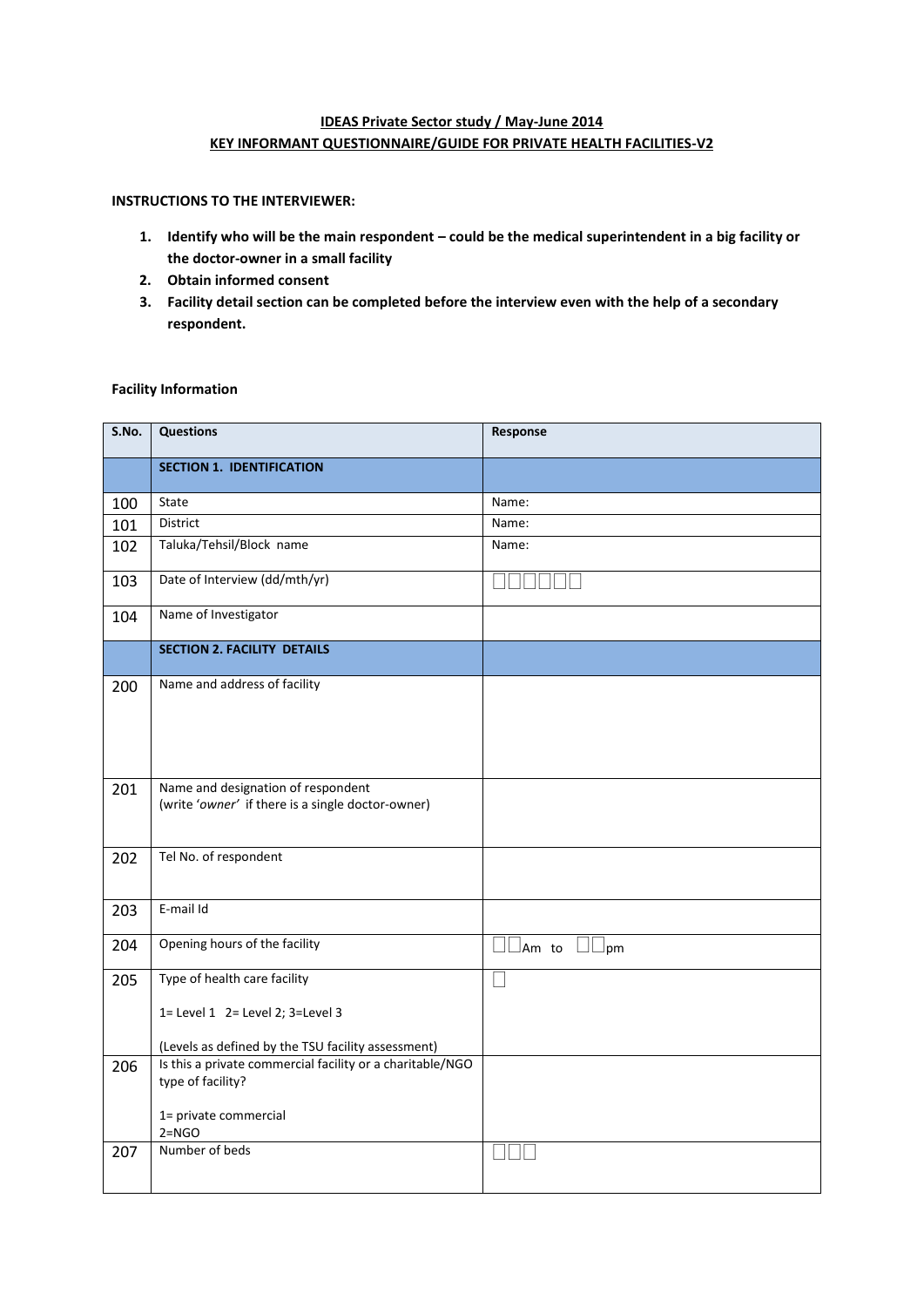**IDEAS Private Sector study / May-June 2014**

**KEY INFORMANT QUESTIONNAIRE/GUIDE FOR PRIVATE HEALTH FACILITIES-V2**

**INSTRUCTIONS TO THE INTERVIEWER:**

1. **Identify who will be the main respondent – could be the medical superintendent in a big facility or the doctor-owner in a small facility**
2. **Obtain informed consent**
3. **Facility detail section can be completed before the interview even with the help of a secondary respondent.**

**Facility Information**

| S.No. | Questions | Response |
|---|---|---|
| | **SECTION 1. IDENTIFICATION** | |
| 100 | State | Name: |
| 101 | District | Name: |
| 102 | Taluka/Tehsil/Block name | Name: |
| 103 | Date of Interview (dd/mth/yr) | □□□□□□ |
| 104 | Name of Investigator | |
| | **SECTION 2. FACILITY DETAILS** | |
| 200 | Name and address of facility | |
| 201 | Name and designation of respondent<br>(write '*owner*' if there is a single doctor-owner) | |
| 202 | Tel No. of respondent | |
| 203 | E-mail Id | |
| 204 | Opening hours of the facility | □□Am to □□pm |
| 205 | Type of health care facility<br><br>1= Level 1 2= Level 2; 3=Level 3<br><br>(Levels as defined by the TSU facility assessment) | □ |
| 206 | Is this a private commercial facility or a charitable/NGO type of facility?<br><br>1= private commercial<br>2=NGO | |
| 207 | Number of beds | □□□ |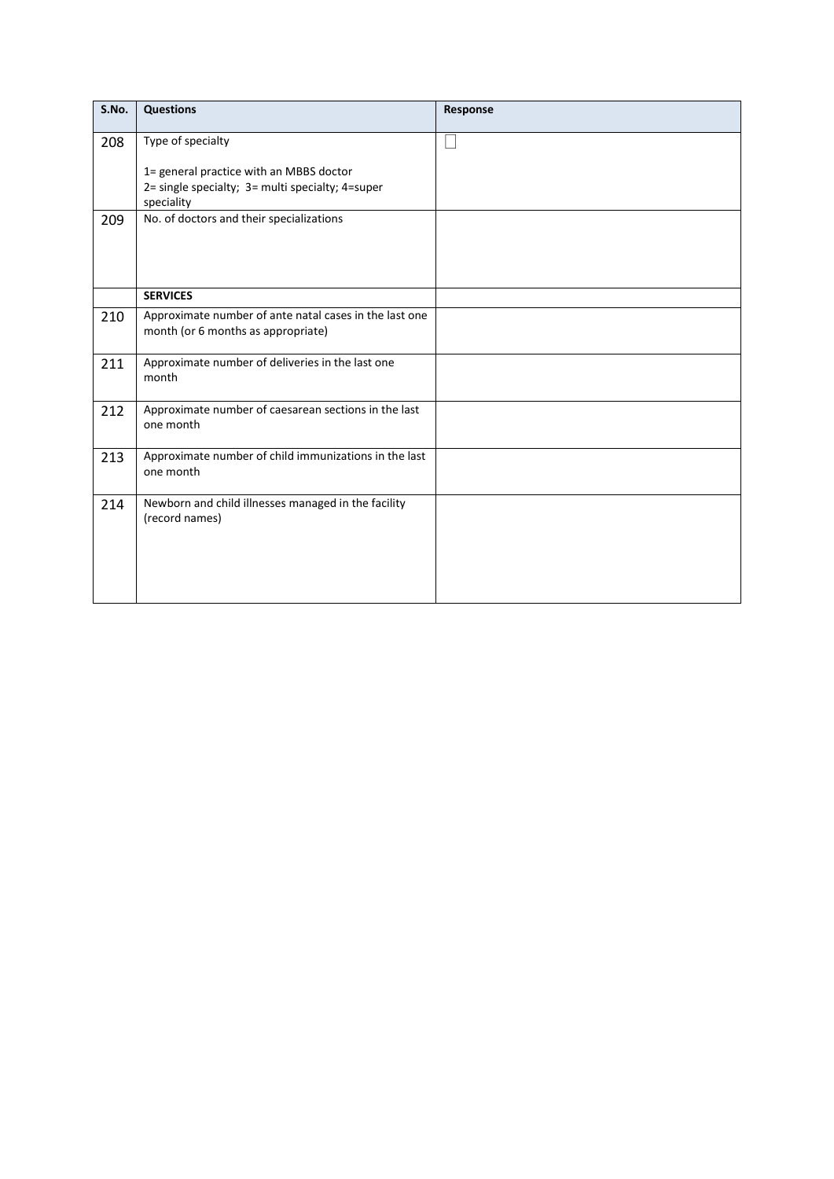| S.No. | Questions | Response |
|---|---|---|
| 208 | Type of specialty<br><br>1= general practice with an MBBS doctor<br>2= single specialty; 3= multi specialty; 4=super speciality | ☐ |
| 209 | No. of doctors and their specializations | |
| | **SERVICES** | |
| 210 | Approximate number of ante natal cases in the last one month (or 6 months as appropriate) | |
| 211 | Approximate number of deliveries in the last one month | |
| 212 | Approximate number of caesarean sections in the last one month | |
| 213 | Approximate number of child immunizations in the last one month | |
| 214 | Newborn and child illnesses managed in the facility (record names) | |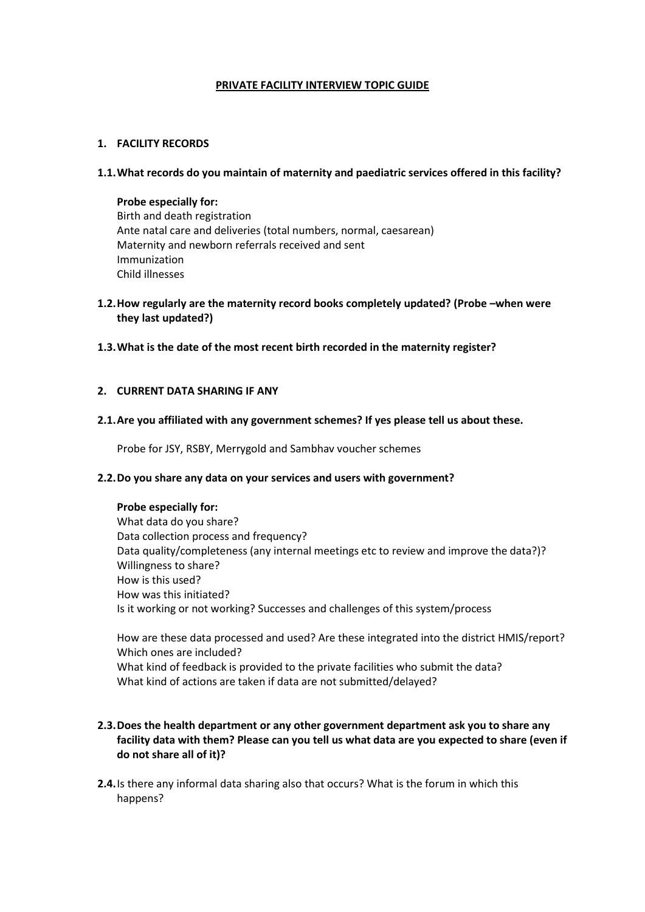# PRIVATE FACILITY INTERVIEW TOPIC GUIDE

## 1. FACILITY RECORDS

**1.1. What records do you maintain of maternity and paediatric services offered in this facility?**

**Probe especially for:**
Birth and death registration
Ante natal care and deliveries (total numbers, normal, caesarean)
Maternity and newborn referrals received and sent
Immunization
Child illnesses

**1.2. How regularly are the maternity record books completely updated? (Probe –when were they last updated?)**

**1.3. What is the date of the most recent birth recorded in the maternity register?**

## 2. CURRENT DATA SHARING IF ANY

**2.1. Are you affiliated with any government schemes? If yes please tell us about these.**

Probe for JSY, RSBY, Merrygold and Sambhav voucher schemes

**2.2. Do you share any data on your services and users with government?**

**Probe especially for:**
What data do you share?
Data collection process and frequency?
Data quality/completeness (any internal meetings etc to review and improve the data?)?
Willingness to share?
How is this used?
How was this initiated?
Is it working or not working? Successes and challenges of this system/process

How are these data processed and used? Are these integrated into the district HMIS/report? Which ones are included?
What kind of feedback is provided to the private facilities who submit the data?
What kind of actions are taken if data are not submitted/delayed?

**2.3. Does the health department or any other government department ask you to share any facility data with them? Please can you tell us what data are you expected to share (even if do not share all of it)?**

**2.4.** Is there any informal data sharing also that occurs? What is the forum in which this happens?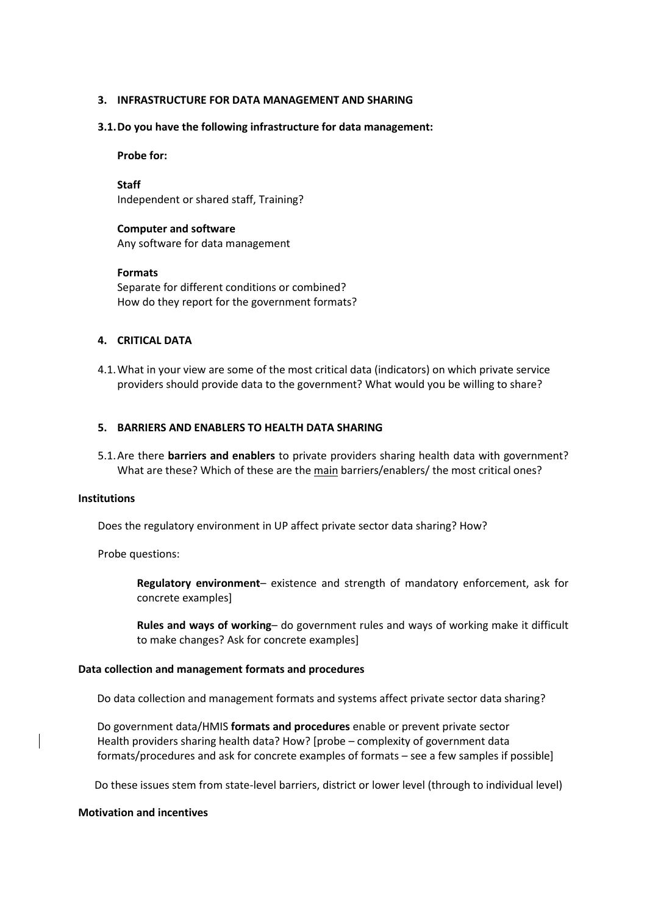## 3. INFRASTRUCTURE FOR DATA MANAGEMENT AND SHARING

**3.1. Do you have the following infrastructure for data management:**

**Probe for:**

**Staff**
Independent or shared staff, Training?

**Computer and software**
Any software for data management

**Formats**
Separate for different conditions or combined?
How do they report for the government formats?

## 4. CRITICAL DATA

4.1. What in your view are some of the most critical data (indicators) on which private service providers should provide data to the government? What would you be willing to share?

## 5. BARRIERS AND ENABLERS TO HEALTH DATA SHARING

5.1. Are there **barriers and enablers** to private providers sharing health data with government? What are these? Which of these are the main barriers/enablers/ the most critical ones?

**Institutions**

Does the regulatory environment in UP affect private sector data sharing? How?

Probe questions:

> **Regulatory environment**– existence and strength of mandatory enforcement, ask for concrete examples]
>
> **Rules and ways of working**– do government rules and ways of working make it difficult to make changes? Ask for concrete examples]

**Data collection and management formats and procedures**

Do data collection and management formats and systems affect private sector data sharing?

Do government data/HMIS **formats and procedures** enable or prevent private sector Health providers sharing health data? How? [probe – complexity of government data formats/procedures and ask for concrete examples of formats – see a few samples if possible]

Do these issues stem from state-level barriers, district or lower level (through to individual level)

**Motivation and incentives**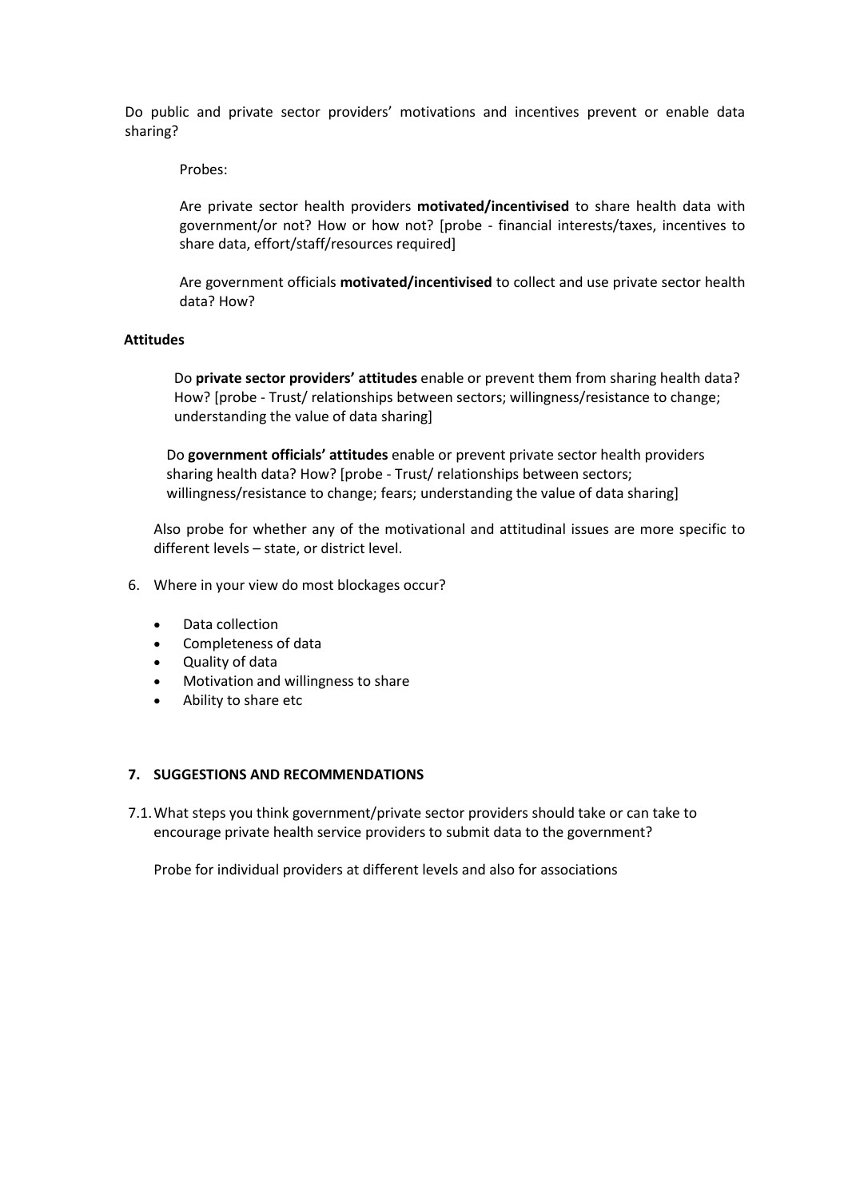Do public and private sector providers' motivations and incentives prevent or enable data sharing?

Probes:

Are private sector health providers **motivated/incentivised** to share health data with government/or not? How or how not? [probe - financial interests/taxes, incentives to share data, effort/staff/resources required]

Are government officials **motivated/incentivised** to collect and use private sector health data? How?

**Attitudes**

Do **private sector providers' attitudes** enable or prevent them from sharing health data? How? [probe - Trust/ relationships between sectors; willingness/resistance to change; understanding the value of data sharing]

Do **government officials' attitudes** enable or prevent private sector health providers sharing health data? How? [probe - Trust/ relationships between sectors; willingness/resistance to change; fears; understanding the value of data sharing]

Also probe for whether any of the motivational and attitudinal issues are more specific to different levels – state, or district level.

6. Where in your view do most blockages occur?

- Data collection
- Completeness of data
- Quality of data
- Motivation and willingness to share
- Ability to share etc

## 7. SUGGESTIONS AND RECOMMENDATIONS

7.1. What steps you think government/private sector providers should take or can take to encourage private health service providers to submit data to the government?

Probe for individual providers at different levels and also for associations